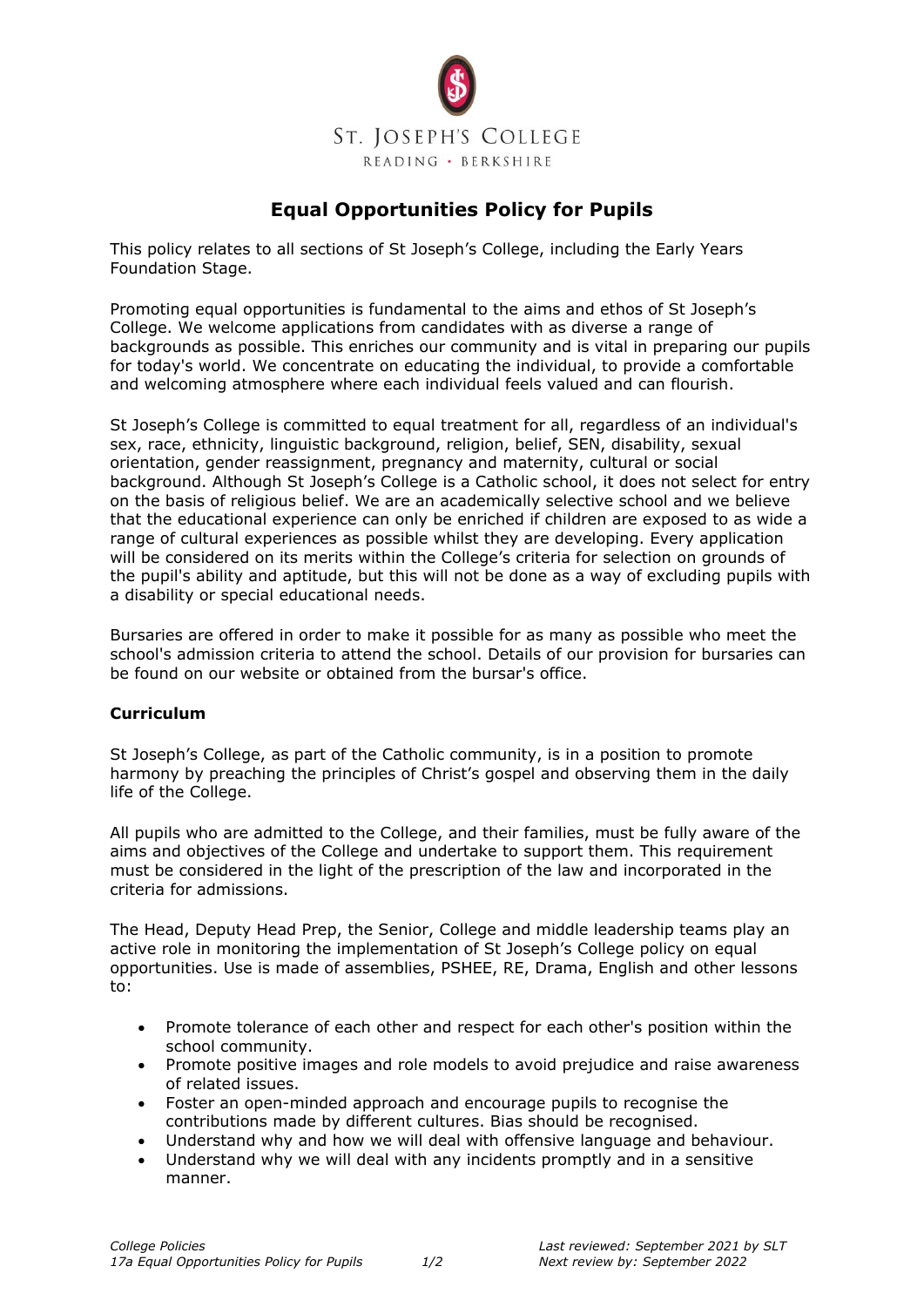ST. JOSEPH'S COLLEGE

READING • BERKSHIRE

# Equal Opportunities Policy for Pupils

This policy relates to all sections of St Joseph's College, including the Early Years Foundation Stage.

Promoting equal opportunities is fundamental to the aims and ethos of St Joseph's College. We welcome applications from candidates with as diverse a range of backgrounds as possible. This enriches our community and is vital in preparing our pupils for today's world. We concentrate on educating the individual, to provide a comfortable and welcoming atmosphere where each individual feels valued and can flourish.

St Joseph's College is committed to equal treatment for all, regardless of an individual's sex, race, ethnicity, linguistic background, religion, belief, SEN, disability, sexual orientation, gender reassignment, pregnancy and maternity, cultural or social background. Although St Joseph's College is a Catholic school, it does not select for entry on the basis of religious belief. We are an academically selective school and we believe that the educational experience can only be enriched if children are exposed to as wide a range of cultural experiences as possible whilst they are developing. Every application will be considered on its merits within the College's criteria for selection on grounds of the pupil's ability and aptitude, but this will not be done as a way of excluding pupils with a disability or special educational needs.

Bursaries are offered in order to make it possible for as many as possible who meet the school's admission criteria to attend the school. Details of our provision for bursaries can be found on our website or obtained from the bursar's office.

### Curriculum

St Joseph's College, as part of the Catholic community, is in a position to promote harmony by preaching the principles of Christ's gospel and observing them in the daily life of the College.

All pupils who are admitted to the College, and their families, must be fully aware of the aims and objectives of the College and undertake to support them. This requirement must be considered in the light of the prescription of the law and incorporated in the criteria for admissions.

The Head, Deputy Head Prep, the Senior, College and middle leadership teams play an active role in monitoring the implementation of St Joseph's College policy on equal opportunities. Use is made of assemblies, PSHEE, RE, Drama, English and other lessons to:

- Promote tolerance of each other and respect for each other's position within the school community.
- Promote positive images and role models to avoid prejudice and raise awareness of related issues.
- Foster an open-minded approach and encourage pupils to recognise the contributions made by different cultures. Bias should be recognised.
- Understand why and how we will deal with offensive language and behaviour.
- Understand why we will deal with any incidents promptly and in a sensitive manner.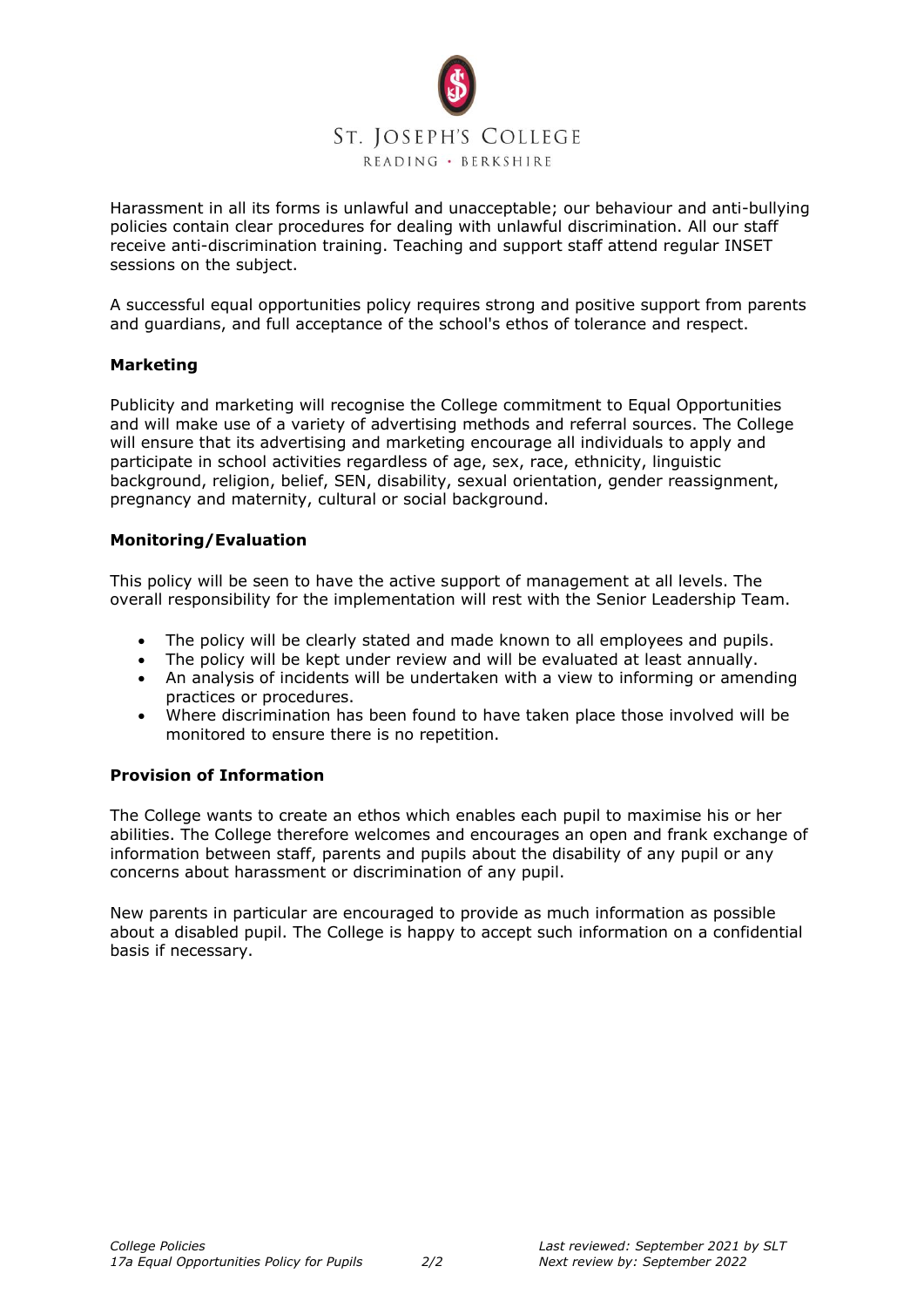Harassment in all its forms is unlawful and unacceptable; our behaviour and anti-bullying policies contain clear procedures for dealing with unlawful discrimination. All our staff receive anti-discrimination training. Teaching and support staff attend regular INSET sessions on the subject.

A successful equal opportunities policy requires strong and positive support from parents and guardians, and full acceptance of the school's ethos of tolerance and respect.

**Marketing**

Publicity and marketing will recognise the College commitment to Equal Opportunities and will make use of a variety of advertising methods and referral sources. The College will ensure that its advertising and marketing encourage all individuals to apply and participate in school activities regardless of age, sex, race, ethnicity, linguistic background, religion, belief, SEN, disability, sexual orientation, gender reassignment, pregnancy and maternity, cultural or social background.

**Monitoring/Evaluation**

This policy will be seen to have the active support of management at all levels. The overall responsibility for the implementation will rest with the Senior Leadership Team.

- The policy will be clearly stated and made known to all employees and pupils.
- The policy will be kept under review and will be evaluated at least annually.
- An analysis of incidents will be undertaken with a view to informing or amending practices or procedures.
- Where discrimination has been found to have taken place those involved will be monitored to ensure there is no repetition.

**Provision of Information**

The College wants to create an ethos which enables each pupil to maximise his or her abilities. The College therefore welcomes and encourages an open and frank exchange of information between staff, parents and pupils about the disability of any pupil or any concerns about harassment or discrimination of any pupil.

New parents in particular are encouraged to provide as much information as possible about a disabled pupil. The College is happy to accept such information on a confidential basis if necessary.